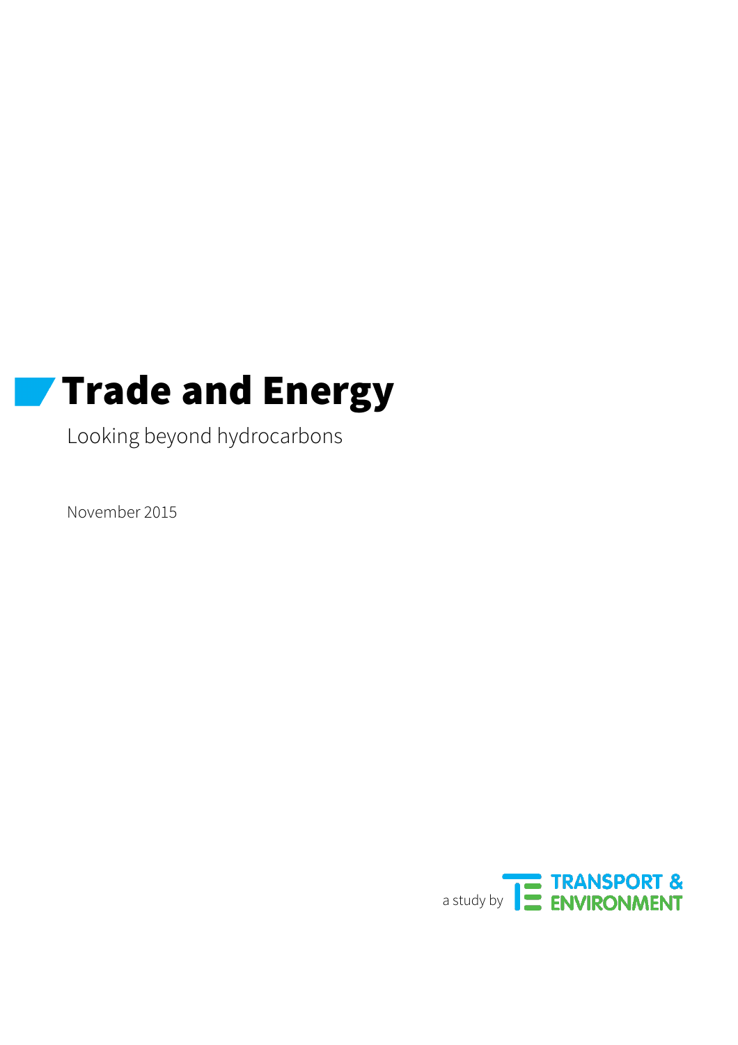# Trade and Energy

Looking beyond hydrocarbons

November 2015

a study by TRANSPORT & ENVIRONMENT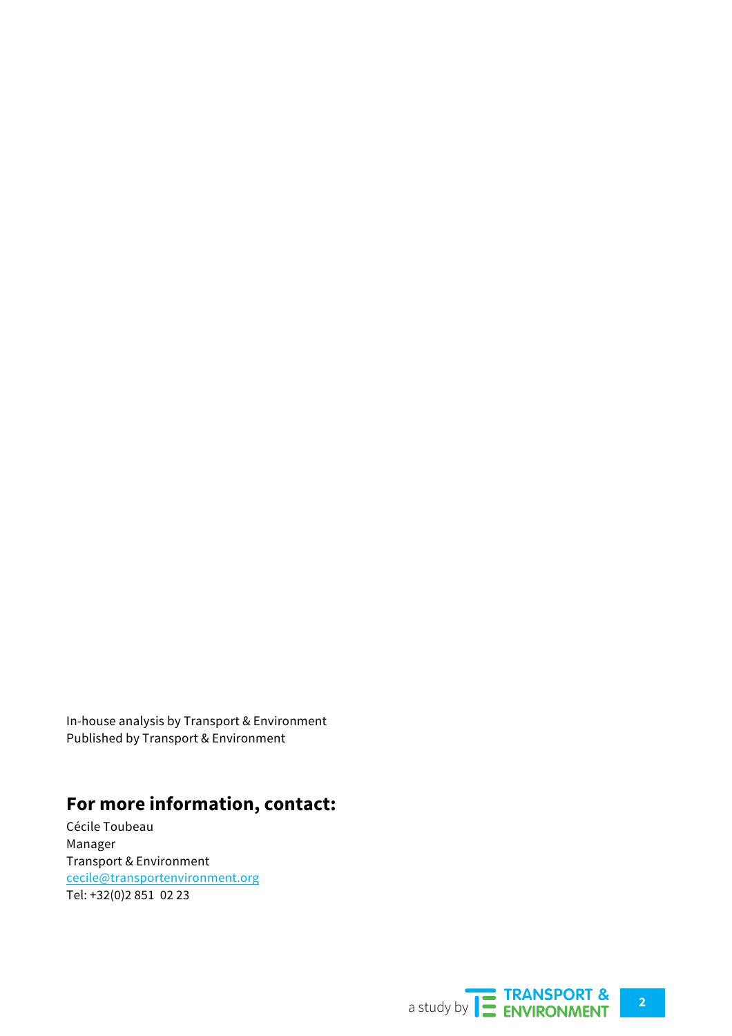In-house analysis by Transport & Environment
Published by Transport & Environment

## For more information, contact:

Cécile Toubeau
Manager
Transport & Environment
cecile@transportenvironment.org
Tel: +32(0)2 851 02 23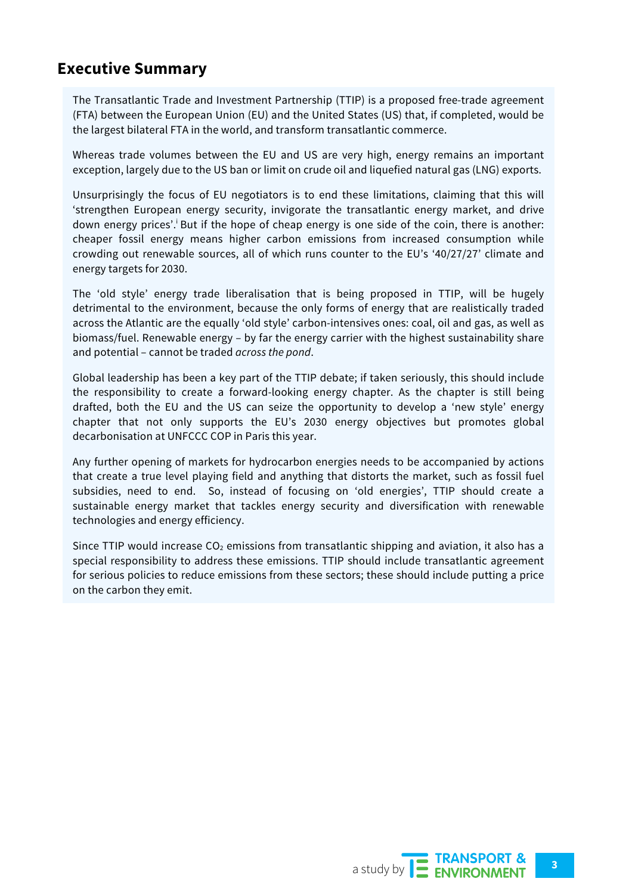## Executive Summary

The Transatlantic Trade and Investment Partnership (TTIP) is a proposed free-trade agreement (FTA) between the European Union (EU) and the United States (US) that, if completed, would be the largest bilateral FTA in the world, and transform transatlantic commerce.

Whereas trade volumes between the EU and US are very high, energy remains an important exception, largely due to the US ban or limit on crude oil and liquefied natural gas (LNG) exports.

Unsurprisingly the focus of EU negotiators is to end these limitations, claiming that this will 'strengthen European energy security, invigorate the transatlantic energy market, and drive down energy prices'.[i] But if the hope of cheap energy is one side of the coin, there is another: cheaper fossil energy means higher carbon emissions from increased consumption while crowding out renewable sources, all of which runs counter to the EU's '40/27/27' climate and energy targets for 2030.

The 'old style' energy trade liberalisation that is being proposed in TTIP, will be hugely detrimental to the environment, because the only forms of energy that are realistically traded across the Atlantic are the equally 'old style' carbon-intensives ones: coal, oil and gas, as well as biomass/fuel. Renewable energy – by far the energy carrier with the highest sustainability share and potential – cannot be traded *across the pond*.

Global leadership has been a key part of the TTIP debate; if taken seriously, this should include the responsibility to create a forward-looking energy chapter. As the chapter is still being drafted, both the EU and the US can seize the opportunity to develop a 'new style' energy chapter that not only supports the EU's 2030 energy objectives but promotes global decarbonisation at UNFCCC COP in Paris this year.

Any further opening of markets for hydrocarbon energies needs to be accompanied by actions that create a true level playing field and anything that distorts the market, such as fossil fuel subsidies, need to end. So, instead of focusing on 'old energies', TTIP should create a sustainable energy market that tackles energy security and diversification with renewable technologies and energy efficiency.

Since TTIP would increase $CO_2$ emissions from transatlantic shipping and aviation, it also has a special responsibility to address these emissions. TTIP should include transatlantic agreement for serious policies to reduce emissions from these sectors; these should include putting a price on the carbon they emit.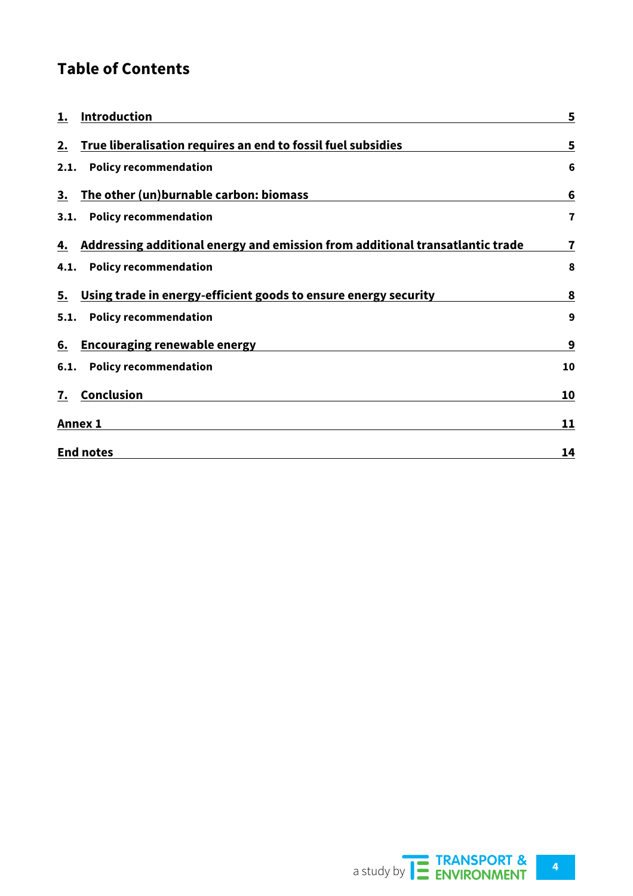## Table of Contents

| | | |
|---|---|---|
| **1.** | **Introduction** | **5** |
| **2.** | **True liberalisation requires an end to fossil fuel subsidies** | **5** |
| **2.1.** | **Policy recommendation** | **6** |
| **3.** | **The other (un)burnable carbon: biomass** | **6** |
| **3.1.** | **Policy recommendation** | **7** |
| **4.** | **Addressing additional energy and emission from additional transatlantic trade** | **7** |
| **4.1.** | **Policy recommendation** | **8** |
| **5.** | **Using trade in energy-efficient goods to ensure energy security** | **8** |
| **5.1.** | **Policy recommendation** | **9** |
| **6.** | **Encouraging renewable energy** | **9** |
| **6.1.** | **Policy recommendation** | **10** |
| **7.** | **Conclusion** | **10** |
| **Annex 1** | | **11** |
| **End notes** | | **14** |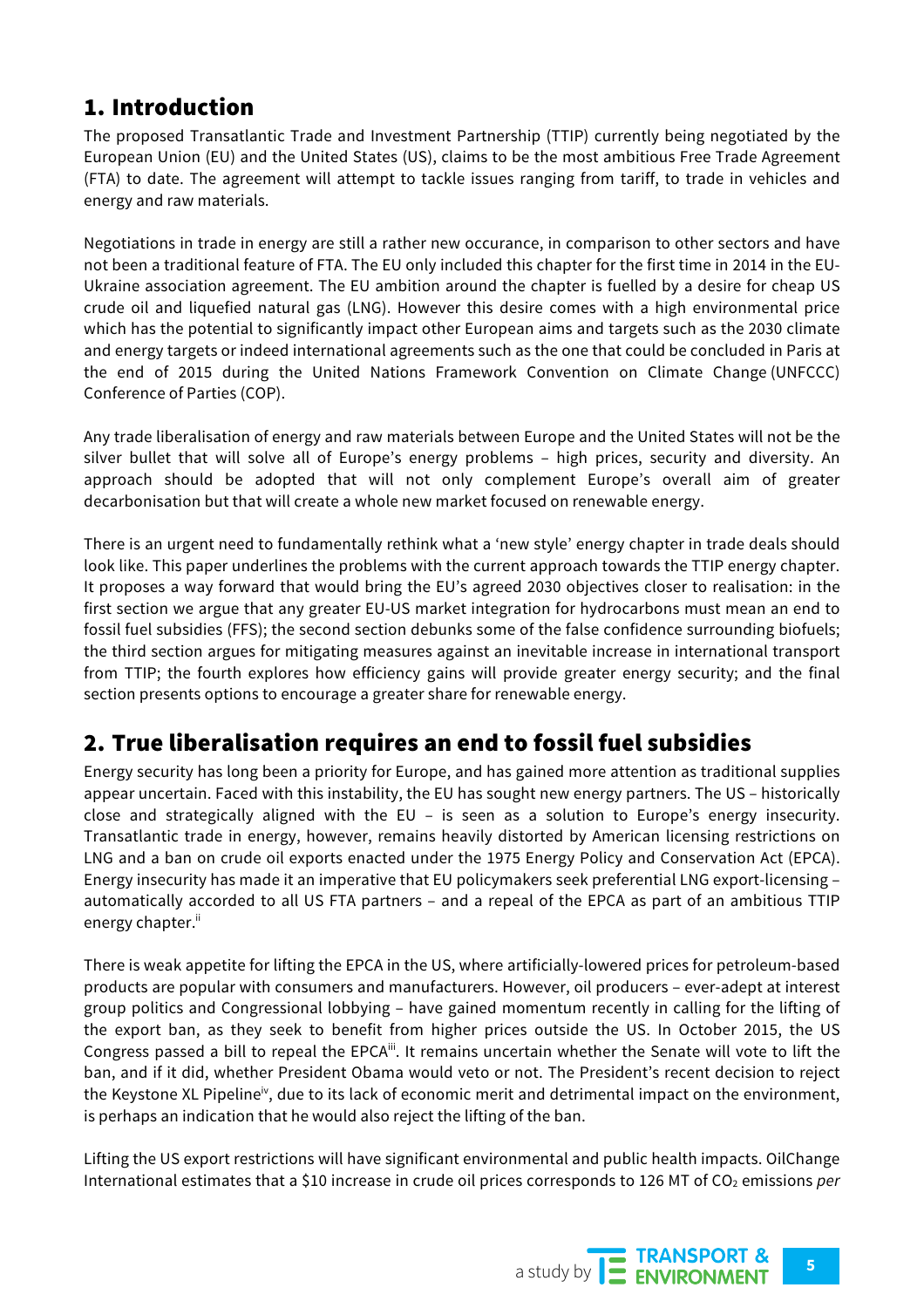## 1. Introduction

The proposed Transatlantic Trade and Investment Partnership (TTIP) currently being negotiated by the European Union (EU) and the United States (US), claims to be the most ambitious Free Trade Agreement (FTA) to date. The agreement will attempt to tackle issues ranging from tariff, to trade in vehicles and energy and raw materials.

Negotiations in trade in energy are still a rather new occurance, in comparison to other sectors and have not been a traditional feature of FTA. The EU only included this chapter for the first time in 2014 in the EU-Ukraine association agreement. The EU ambition around the chapter is fuelled by a desire for cheap US crude oil and liquefied natural gas (LNG). However this desire comes with a high environmental price which has the potential to significantly impact other European aims and targets such as the 2030 climate and energy targets or indeed international agreements such as the one that could be concluded in Paris at the end of 2015 during the United Nations Framework Convention on Climate Change (UNFCCC) Conference of Parties (COP).

Any trade liberalisation of energy and raw materials between Europe and the United States will not be the silver bullet that will solve all of Europe's energy problems – high prices, security and diversity. An approach should be adopted that will not only complement Europe's overall aim of greater decarbonisation but that will create a whole new market focused on renewable energy.

There is an urgent need to fundamentally rethink what a 'new style' energy chapter in trade deals should look like. This paper underlines the problems with the current approach towards the TTIP energy chapter. It proposes a way forward that would bring the EU's agreed 2030 objectives closer to realisation: in the first section we argue that any greater EU-US market integration for hydrocarbons must mean an end to fossil fuel subsidies (FFS); the second section debunks some of the false confidence surrounding biofuels; the third section argues for mitigating measures against an inevitable increase in international transport from TTIP; the fourth explores how efficiency gains will provide greater energy security; and the final section presents options to encourage a greater share for renewable energy.

## 2. True liberalisation requires an end to fossil fuel subsidies

Energy security has long been a priority for Europe, and has gained more attention as traditional supplies appear uncertain. Faced with this instability, the EU has sought new energy partners. The US – historically close and strategically aligned with the EU – is seen as a solution to Europe's energy insecurity. Transatlantic trade in energy, however, remains heavily distorted by American licensing restrictions on LNG and a ban on crude oil exports enacted under the 1975 Energy Policy and Conservation Act (EPCA). Energy insecurity has made it an imperative that EU policymakers seek preferential LNG export-licensing – automatically accorded to all US FTA partners – and a repeal of the EPCA as part of an ambitious TTIP energy chapter.[ii]

There is weak appetite for lifting the EPCA in the US, where artificially-lowered prices for petroleum-based products are popular with consumers and manufacturers. However, oil producers – ever-adept at interest group politics and Congressional lobbying – have gained momentum recently in calling for the lifting of the export ban, as they seek to benefit from higher prices outside the US. In October 2015, the US Congress passed a bill to repeal the EPCA[iii]. It remains uncertain whether the Senate will vote to lift the ban, and if it did, whether President Obama would veto or not. The President's recent decision to reject the Keystone XL Pipeline[iv], due to its lack of economic merit and detrimental impact on the environment, is perhaps an indication that he would also reject the lifting of the ban.

Lifting the US export restrictions will have significant environmental and public health impacts. OilChange International estimates that a $10 increase in crude oil prices corresponds to 126 MT of $CO_2$ emissions *per*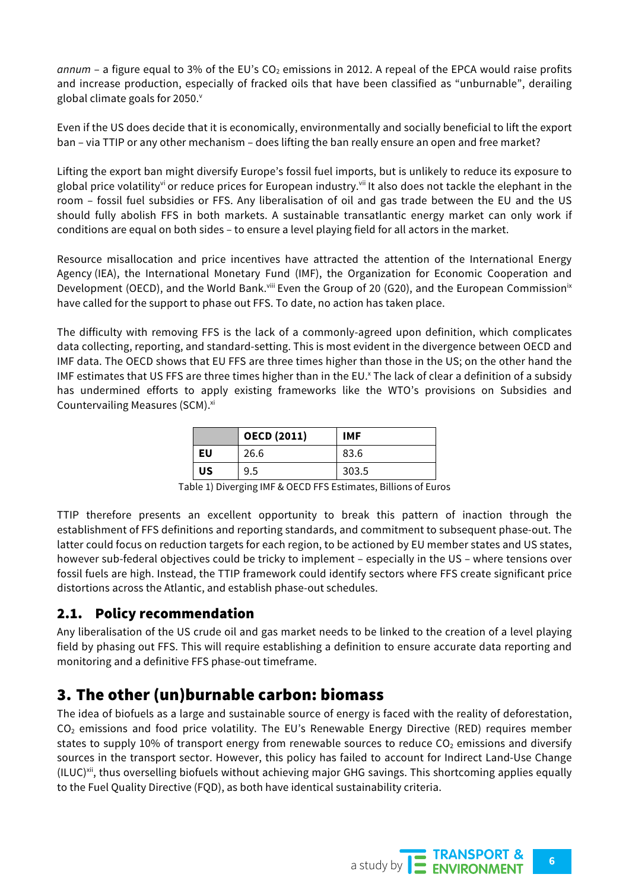*annum* – a figure equal to 3% of the EU's $CO_2$ emissions in 2012. A repeal of the EPCA would raise profits and increase production, especially of fracked oils that have been classified as "unburnable", derailing global climate goals for 2050.[v]

Even if the US does decide that it is economically, environmentally and socially beneficial to lift the export ban – via TTIP or any other mechanism – does lifting the ban really ensure an open and free market?

Lifting the export ban might diversify Europe's fossil fuel imports, but is unlikely to reduce its exposure to global price volatility[vi] or reduce prices for European industry.[vii] It also does not tackle the elephant in the room – fossil fuel subsidies or FFS. Any liberalisation of oil and gas trade between the EU and the US should fully abolish FFS in both markets. A sustainable transatlantic energy market can only work if conditions are equal on both sides – to ensure a level playing field for all actors in the market.

Resource misallocation and price incentives have attracted the attention of the International Energy Agency (IEA), the International Monetary Fund (IMF), the Organization for Economic Cooperation and Development (OECD), and the World Bank.[viii] Even the Group of 20 (G20), and the European Commission[ix] have called for the support to phase out FFS. To date, no action has taken place.

The difficulty with removing FFS is the lack of a commonly-agreed upon definition, which complicates data collecting, reporting, and standard-setting. This is most evident in the divergence between OECD and IMF data. The OECD shows that EU FFS are three times higher than those in the US; on the other hand the IMF estimates that US FFS are three times higher than in the EU.[x] The lack of clear a definition of a subsidy has undermined efforts to apply existing frameworks like the WTO's provisions on Subsidies and Countervailing Measures (SCM).[xi]

| | OECD (2011) | IMF |
|---|---|---|
| EU | 26.6 | 83.6 |
| US | 9.5 | 303.5 |

Table 1) Diverging IMF & OECD FFS Estimates, Billions of Euros

TTIP therefore presents an excellent opportunity to break this pattern of inaction through the establishment of FFS definitions and reporting standards, and commitment to subsequent phase-out. The latter could focus on reduction targets for each region, to be actioned by EU member states and US states, however sub-federal objectives could be tricky to implement – especially in the US – where tensions over fossil fuels are high. Instead, the TTIP framework could identify sectors where FFS create significant price distortions across the Atlantic, and establish phase-out schedules.

### 2.1. Policy recommendation

Any liberalisation of the US crude oil and gas market needs to be linked to the creation of a level playing field by phasing out FFS. This will require establishing a definition to ensure accurate data reporting and monitoring and a definitive FFS phase-out timeframe.

## 3. The other (un)burnable carbon: biomass

The idea of biofuels as a large and sustainable source of energy is faced with the reality of deforestation, $CO_2$ emissions and food price volatility. The EU's Renewable Energy Directive (RED) requires member states to supply 10% of transport energy from renewable sources to reduce $CO_2$ emissions and diversify sources in the transport sector. However, this policy has failed to account for Indirect Land-Use Change (ILUC)[xii], thus overselling biofuels without achieving major GHG savings. This shortcoming applies equally to the Fuel Quality Directive (FQD), as both have identical sustainability criteria.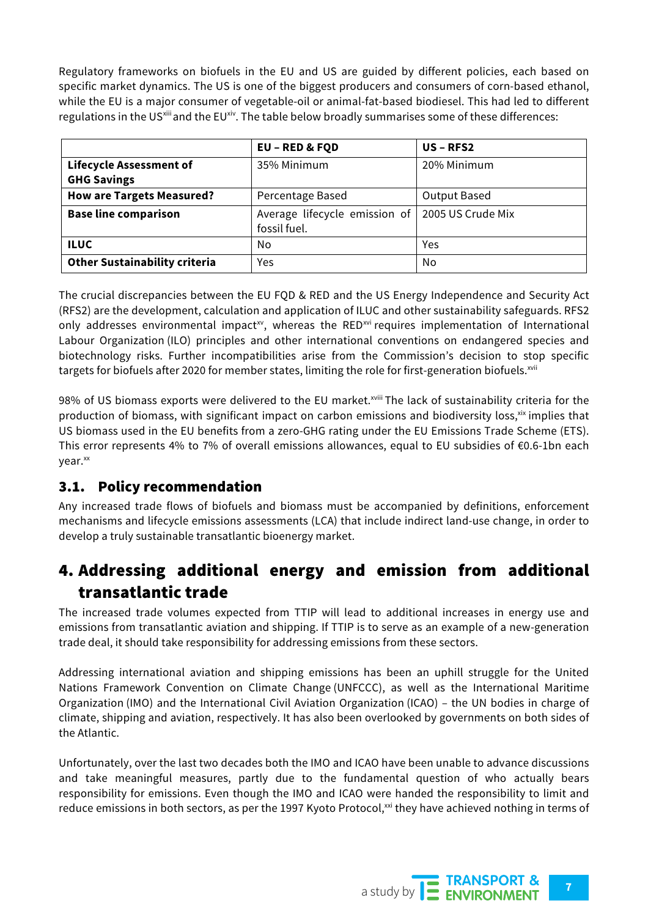Regulatory frameworks on biofuels in the EU and US are guided by different policies, each based on specific market dynamics. The US is one of the biggest producers and consumers of corn-based ethanol, while the EU is a major consumer of vegetable-oil or animal-fat-based biodiesel. This had led to different regulations in the US[xiii] and the EU[xiv]. The table below broadly summarises some of these differences:

| | EU – RED & FQD | US – RFS2 |
|---|---|---|
| **Lifecycle Assessment of GHG Savings** | 35% Minimum | 20% Minimum |
| **How are Targets Measured?** | Percentage Based | Output Based |
| **Base line comparison** | Average lifecycle emission of fossil fuel. | 2005 US Crude Mix |
| **ILUC** | No | Yes |
| **Other Sustainability criteria** | Yes | No |

The crucial discrepancies between the EU FQD & RED and the US Energy Independence and Security Act (RFS2) are the development, calculation and application of ILUC and other sustainability safeguards. RFS2 only addresses environmental impact[xv], whereas the RED[xvi] requires implementation of International Labour Organization (ILO) principles and other international conventions on endangered species and biotechnology risks. Further incompatibilities arise from the Commission's decision to stop specific targets for biofuels after 2020 for member states, limiting the role for first-generation biofuels.[xvii]

98% of US biomass exports were delivered to the EU market.[xviii] The lack of sustainability criteria for the production of biomass, with significant impact on carbon emissions and biodiversity loss,[xix] implies that US biomass used in the EU benefits from a zero-GHG rating under the EU Emissions Trade Scheme (ETS). This error represents 4% to 7% of overall emissions allowances, equal to EU subsidies of €0.6-1bn each year.[xx]

### 3.1. Policy recommendation

Any increased trade flows of biofuels and biomass must be accompanied by definitions, enforcement mechanisms and lifecycle emissions assessments (LCA) that include indirect land-use change, in order to develop a truly sustainable transatlantic bioenergy market.

## 4. Addressing additional energy and emission from additional transatlantic trade

The increased trade volumes expected from TTIP will lead to additional increases in energy use and emissions from transatlantic aviation and shipping. If TTIP is to serve as an example of a new-generation trade deal, it should take responsibility for addressing emissions from these sectors.

Addressing international aviation and shipping emissions has been an uphill struggle for the United Nations Framework Convention on Climate Change (UNFCCC), as well as the International Maritime Organization (IMO) and the International Civil Aviation Organization (ICAO) – the UN bodies in charge of climate, shipping and aviation, respectively. It has also been overlooked by governments on both sides of the Atlantic.

Unfortunately, over the last two decades both the IMO and ICAO have been unable to advance discussions and take meaningful measures, partly due to the fundamental question of who actually bears responsibility for emissions. Even though the IMO and ICAO were handed the responsibility to limit and reduce emissions in both sectors, as per the 1997 Kyoto Protocol,[xxi] they have achieved nothing in terms of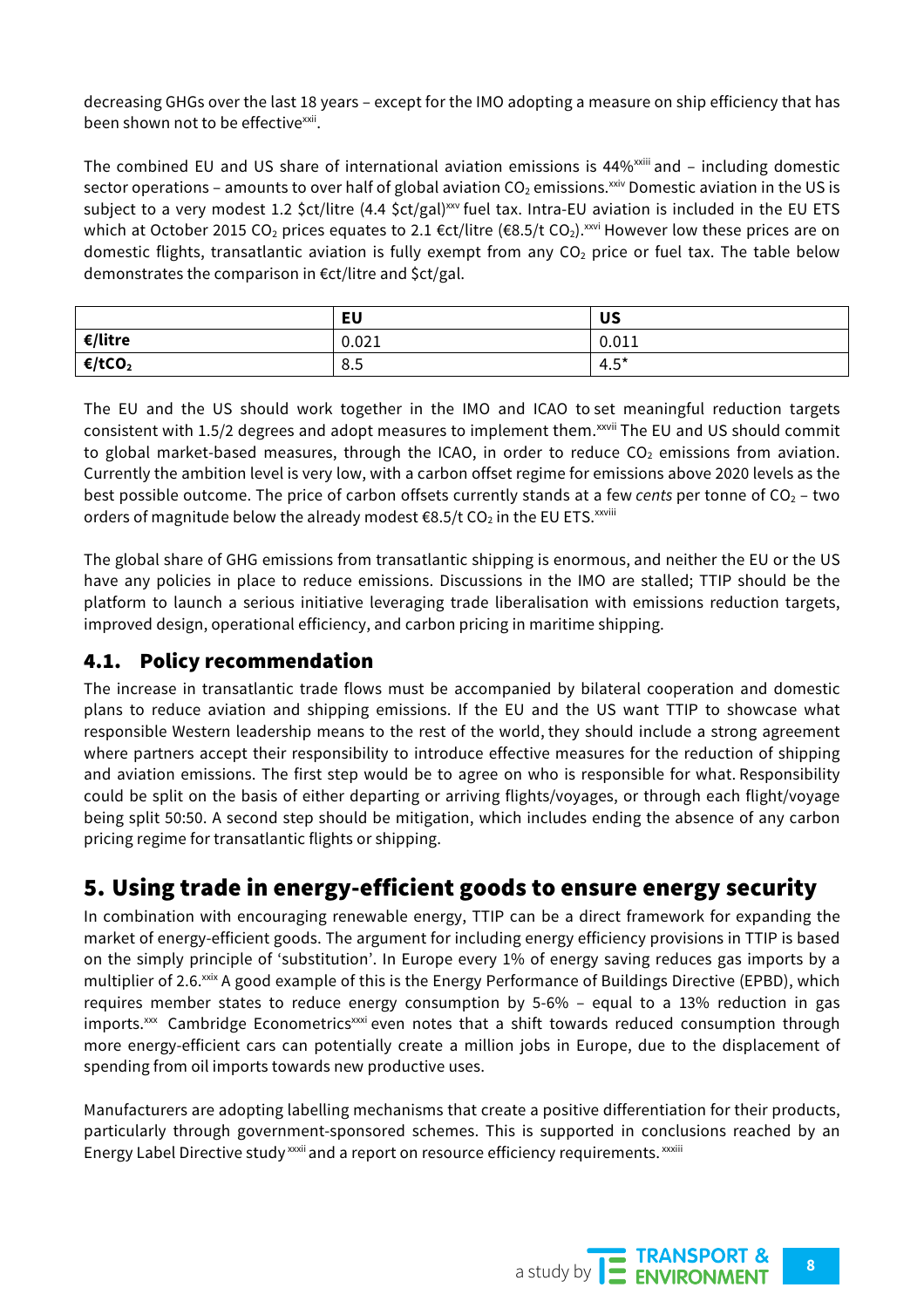decreasing GHGs over the last 18 years – except for the IMO adopting a measure on ship efficiency that has been shown not to be effective[xxii].

The combined EU and US share of international aviation emissions is 44%[xxiii] and – including domestic sector operations – amounts to over half of global aviation $CO_2$ emissions.[xxiv] Domestic aviation in the US is subject to a very modest 1.2 $ct/litre (4.4 $ct/gal)[xxv] fuel tax. Intra-EU aviation is included in the EU ETS which at October 2015 $CO_2$ prices equates to 2.1 €ct/litre (€8.5/t $CO_2$).[xxvi] However low these prices are on domestic flights, transatlantic aviation is fully exempt from any $CO_2$ price or fuel tax. The table below demonstrates the comparison in €ct/litre and $ct/gal.

| | EU | US |
|---|---|---|
| €/litre | 0.021 | 0.011 |
| €/t$CO_2$ | 8.5 | 4.5* |

The EU and the US should work together in the IMO and ICAO to set meaningful reduction targets consistent with 1.5/2 degrees and adopt measures to implement them.[xxvii] The EU and US should commit to global market-based measures, through the ICAO, in order to reduce $CO_2$ emissions from aviation. Currently the ambition level is very low, with a carbon offset regime for emissions above 2020 levels as the best possible outcome. The price of carbon offsets currently stands at a few *cents* per tonne of $CO_2$ – two orders of magnitude below the already modest €8.5/t $CO_2$ in the EU ETS.[xxviii]

The global share of GHG emissions from transatlantic shipping is enormous, and neither the EU or the US have any policies in place to reduce emissions. Discussions in the IMO are stalled; TTIP should be the platform to launch a serious initiative leveraging trade liberalisation with emissions reduction targets, improved design, operational efficiency, and carbon pricing in maritime shipping.

### 4.1. Policy recommendation

The increase in transatlantic trade flows must be accompanied by bilateral cooperation and domestic plans to reduce aviation and shipping emissions. If the EU and the US want TTIP to showcase what responsible Western leadership means to the rest of the world, they should include a strong agreement where partners accept their responsibility to introduce effective measures for the reduction of shipping and aviation emissions. The first step would be to agree on who is responsible for what. Responsibility could be split on the basis of either departing or arriving flights/voyages, or through each flight/voyage being split 50:50. A second step should be mitigation, which includes ending the absence of any carbon pricing regime for transatlantic flights or shipping.

## 5. Using trade in energy-efficient goods to ensure energy security

In combination with encouraging renewable energy, TTIP can be a direct framework for expanding the market of energy-efficient goods. The argument for including energy efficiency provisions in TTIP is based on the simply principle of 'substitution'. In Europe every 1% of energy saving reduces gas imports by a multiplier of 2.6.[xxix] A good example of this is the Energy Performance of Buildings Directive (EPBD), which requires member states to reduce energy consumption by 5-6% – equal to a 13% reduction in gas imports.[xxx] Cambridge Econometrics[xxxi] even notes that a shift towards reduced consumption through more energy-efficient cars can potentially create a million jobs in Europe, due to the displacement of spending from oil imports towards new productive uses.

Manufacturers are adopting labelling mechanisms that create a positive differentiation for their products, particularly through government-sponsored schemes. This is supported in conclusions reached by an Energy Label Directive study[xxxii] and a report on resource efficiency requirements.[xxxiii]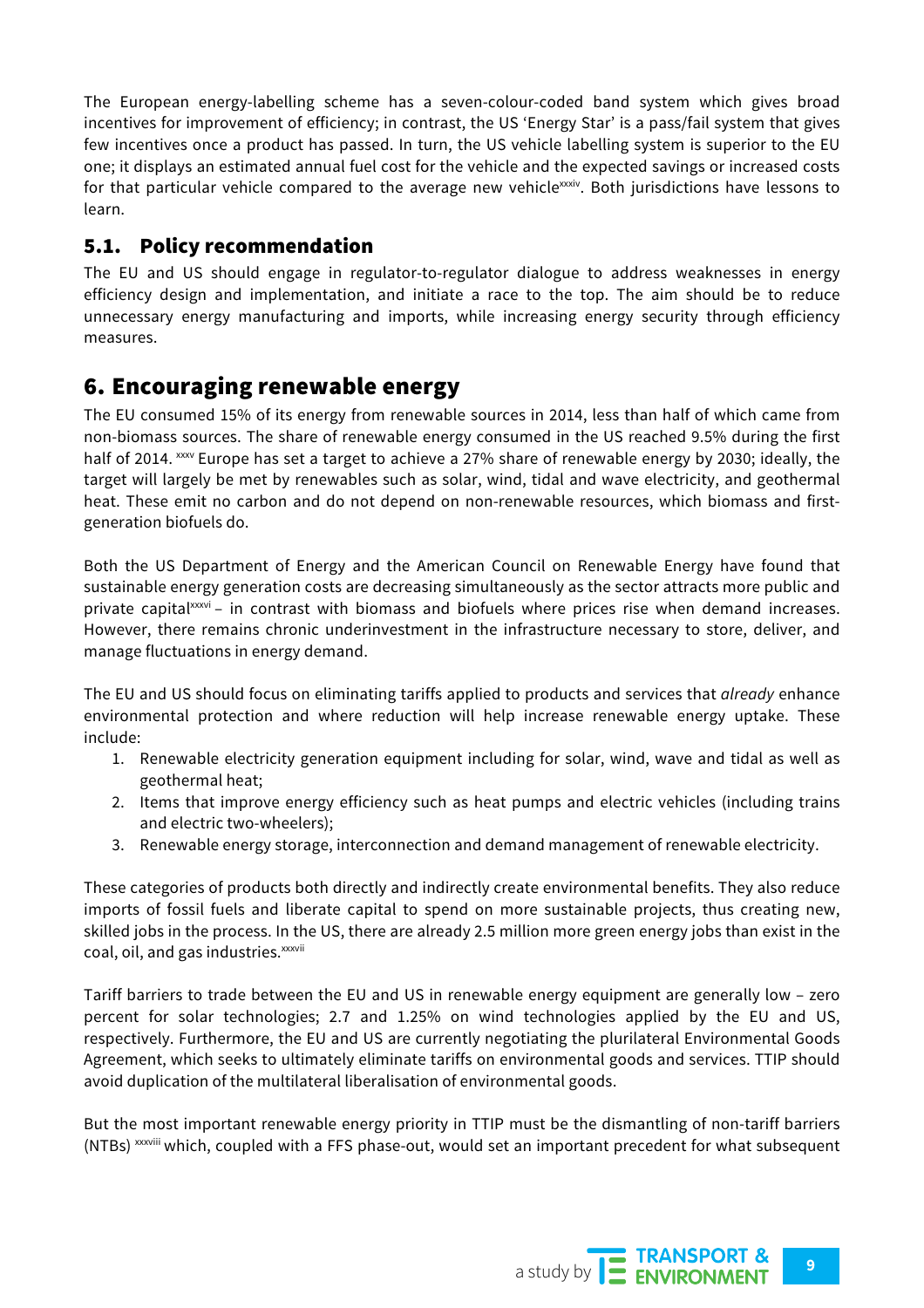The European energy-labelling scheme has a seven-colour-coded band system which gives broad incentives for improvement of efficiency; in contrast, the US 'Energy Star' is a pass/fail system that gives few incentives once a product has passed. In turn, the US vehicle labelling system is superior to the EU one; it displays an estimated annual fuel cost for the vehicle and the expected savings or increased costs for that particular vehicle compared to the average new vehicle[xxxiv]. Both jurisdictions have lessons to learn.

## 5.1. Policy recommendation

The EU and US should engage in regulator-to-regulator dialogue to address weaknesses in energy efficiency design and implementation, and initiate a race to the top. The aim should be to reduce unnecessary energy manufacturing and imports, while increasing energy security through efficiency measures.

# 6. Encouraging renewable energy

The EU consumed 15% of its energy from renewable sources in 2014, less than half of which came from non-biomass sources. The share of renewable energy consumed in the US reached 9.5% during the first half of 2014. [xxxv] Europe has set a target to achieve a 27% share of renewable energy by 2030; ideally, the target will largely be met by renewables such as solar, wind, tidal and wave electricity, and geothermal heat. These emit no carbon and do not depend on non-renewable resources, which biomass and first-generation biofuels do.

Both the US Department of Energy and the American Council on Renewable Energy have found that sustainable energy generation costs are decreasing simultaneously as the sector attracts more public and private capital[xxxvi] – in contrast with biomass and biofuels where prices rise when demand increases. However, there remains chronic underinvestment in the infrastructure necessary to store, deliver, and manage fluctuations in energy demand.

The EU and US should focus on eliminating tariffs applied to products and services that *already* enhance environmental protection and where reduction will help increase renewable energy uptake. These include:

1. Renewable electricity generation equipment including for solar, wind, wave and tidal as well as geothermal heat;
2. Items that improve energy efficiency such as heat pumps and electric vehicles (including trains and electric two-wheelers);
3. Renewable energy storage, interconnection and demand management of renewable electricity.

These categories of products both directly and indirectly create environmental benefits. They also reduce imports of fossil fuels and liberate capital to spend on more sustainable projects, thus creating new, skilled jobs in the process. In the US, there are already 2.5 million more green energy jobs than exist in the coal, oil, and gas industries.[xxxvii]

Tariff barriers to trade between the EU and US in renewable energy equipment are generally low – zero percent for solar technologies; 2.7 and 1.25% on wind technologies applied by the EU and US, respectively. Furthermore, the EU and US are currently negotiating the plurilateral Environmental Goods Agreement, which seeks to ultimately eliminate tariffs on environmental goods and services. TTIP should avoid duplication of the multilateral liberalisation of environmental goods.

But the most important renewable energy priority in TTIP must be the dismantling of non-tariff barriers (NTBs) [xxxviii] which, coupled with a FFS phase-out, would set an important precedent for what subsequent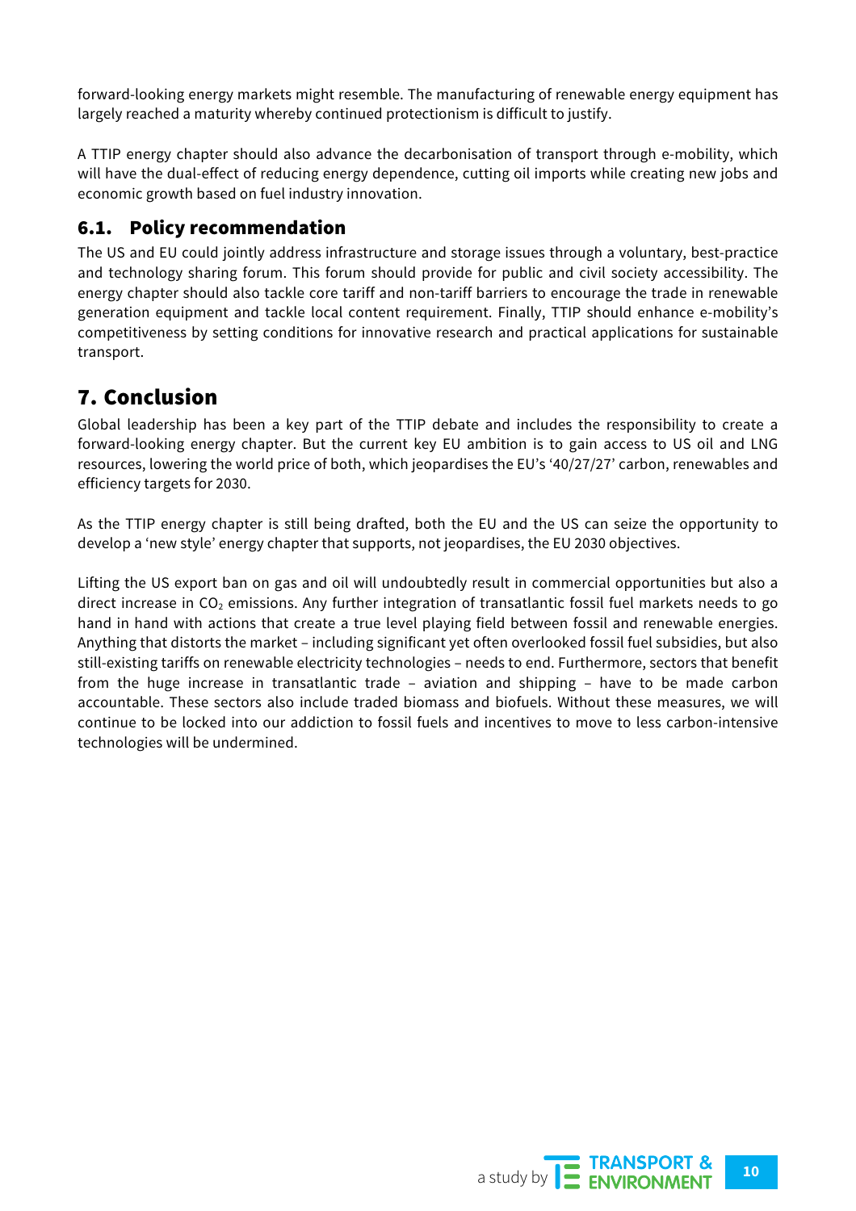forward-looking energy markets might resemble. The manufacturing of renewable energy equipment has largely reached a maturity whereby continued protectionism is difficult to justify.

A TTIP energy chapter should also advance the decarbonisation of transport through e-mobility, which will have the dual-effect of reducing energy dependence, cutting oil imports while creating new jobs and economic growth based on fuel industry innovation.

### 6.1. Policy recommendation

The US and EU could jointly address infrastructure and storage issues through a voluntary, best-practice and technology sharing forum. This forum should provide for public and civil society accessibility. The energy chapter should also tackle core tariff and non-tariff barriers to encourage the trade in renewable generation equipment and tackle local content requirement. Finally, TTIP should enhance e-mobility's competitiveness by setting conditions for innovative research and practical applications for sustainable transport.

## 7. Conclusion

Global leadership has been a key part of the TTIP debate and includes the responsibility to create a forward-looking energy chapter. But the current key EU ambition is to gain access to US oil and LNG resources, lowering the world price of both, which jeopardises the EU's '40/27/27' carbon, renewables and efficiency targets for 2030.

As the TTIP energy chapter is still being drafted, both the EU and the US can seize the opportunity to develop a 'new style' energy chapter that supports, not jeopardises, the EU 2030 objectives.

Lifting the US export ban on gas and oil will undoubtedly result in commercial opportunities but also a direct increase in $CO_2$ emissions. Any further integration of transatlantic fossil fuel markets needs to go hand in hand with actions that create a true level playing field between fossil and renewable energies. Anything that distorts the market – including significant yet often overlooked fossil fuel subsidies, but also still-existing tariffs on renewable electricity technologies – needs to end. Furthermore, sectors that benefit from the huge increase in transatlantic trade – aviation and shipping – have to be made carbon accountable. These sectors also include traded biomass and biofuels. Without these measures, we will continue to be locked into our addiction to fossil fuels and incentives to move to less carbon-intensive technologies will be undermined.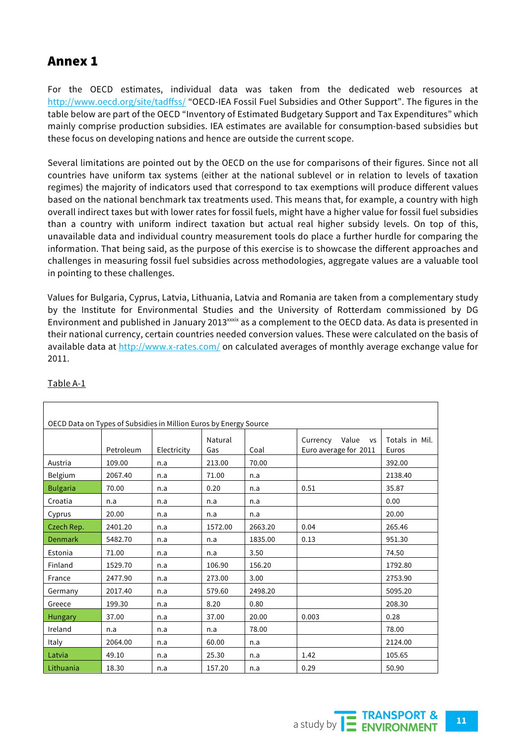# Annex 1

For the OECD estimates, individual data was taken from the dedicated web resources at http://www.oecd.org/site/tadffss/ "OECD-IEA Fossil Fuel Subsidies and Other Support". The figures in the table below are part of the OECD "Inventory of Estimated Budgetary Support and Tax Expenditures" which mainly comprise production subsidies. IEA estimates are available for consumption-based subsidies but these focus on developing nations and hence are outside the current scope.

Several limitations are pointed out by the OECD on the use for comparisons of their figures. Since not all countries have uniform tax systems (either at the national sublevel or in relation to levels of taxation regimes) the majority of indicators used that correspond to tax exemptions will produce different values based on the national benchmark tax treatments used. This means that, for example, a country with high overall indirect taxes but with lower rates for fossil fuels, might have a higher value for fossil fuel subsidies than a country with uniform indirect taxation but actual real higher subsidy levels. On top of this, unavailable data and individual country measurement tools do place a further hurdle for comparing the information. That being said, as the purpose of this exercise is to showcase the different approaches and challenges in measuring fossil fuel subsidies across methodologies, aggregate values are a valuable tool in pointing to these challenges.

Values for Bulgaria, Cyprus, Latvia, Lithuania, Latvia and Romania are taken from a complementary study by the Institute for Environmental Studies and the University of Rotterdam commissioned by DG Environment and published in January 2013[xxxix] as a complement to the OECD data. As data is presented in their national currency, certain countries needed conversion values. These were calculated on the basis of available data at http://www.x-rates.com/ on calculated averages of monthly average exchange value for 2011.

Table A-1

| OECD Data on Types of Subsidies in Million Euros by Energy Source | | | | | | |
|---|---|---|---|---|---|---|
| | Petroleum | Electricity | Natural Gas | Coal | Currency Value vs Euro average for 2011 | Totals in Mil. Euros |
| Austria | 109.00 | n.a | 213.00 | 70.00 | | 392.00 |
| Belgium | 2067.40 | n.a | 71.00 | n.a | | 2138.40 |
| Bulgaria | 70.00 | n.a | 0.20 | n.a | 0.51 | 35.87 |
| Croatia | n.a | n.a | n.a | n.a | | 0.00 |
| Cyprus | 20.00 | n.a | n.a | n.a | | 20.00 |
| Czech Rep. | 2401.20 | n.a | 1572.00 | 2663.20 | 0.04 | 265.46 |
| Denmark | 5482.70 | n.a | n.a | 1835.00 | 0.13 | 951.30 |
| Estonia | 71.00 | n.a | n.a | 3.50 | | 74.50 |
| Finland | 1529.70 | n.a | 106.90 | 156.20 | | 1792.80 |
| France | 2477.90 | n.a | 273.00 | 3.00 | | 2753.90 |
| Germany | 2017.40 | n.a | 579.60 | 2498.20 | | 5095.20 |
| Greece | 199.30 | n.a | 8.20 | 0.80 | | 208.30 |
| Hungary | 37.00 | n.a | 37.00 | 20.00 | 0.003 | 0.28 |
| Ireland | n.a | n.a | n.a | 78.00 | | 78.00 |
| Italy | 2064.00 | n.a | 60.00 | n.a | | 2124.00 |
| Latvia | 49.10 | n.a | 25.30 | n.a | 1.42 | 105.65 |
| Lithuania | 18.30 | n.a | 157.20 | n.a | 0.29 | 50.90 |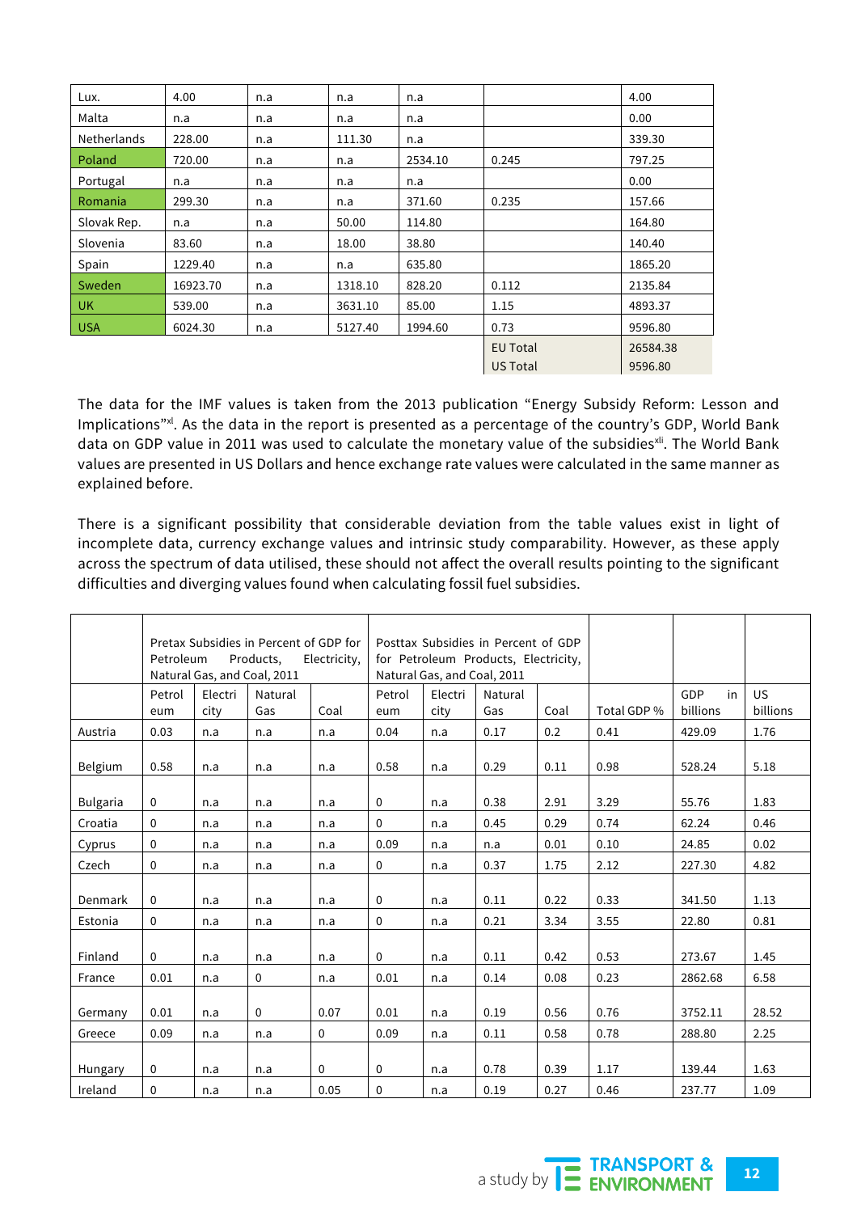| | | | | | | |
|---|---|---|---|---|---|---|
| Lux. | 4.00 | n.a | n.a | n.a | | 4.00 |
| Malta | n.a | n.a | n.a | n.a | | 0.00 |
| Netherlands | 228.00 | n.a | 111.30 | n.a | | 339.30 |
| Poland | 720.00 | n.a | n.a | 2534.10 | 0.245 | 797.25 |
| Portugal | n.a | n.a | n.a | n.a | | 0.00 |
| Romania | 299.30 | n.a | n.a | 371.60 | 0.235 | 157.66 |
| Slovak Rep. | n.a | n.a | 50.00 | 114.80 | | 164.80 |
| Slovenia | 83.60 | n.a | 18.00 | 38.80 | | 140.40 |
| Spain | 1229.40 | n.a | n.a | 635.80 | | 1865.20 |
| Sweden | 16923.70 | n.a | 1318.10 | 828.20 | 0.112 | 2135.84 |
| UK | 539.00 | n.a | 3631.10 | 85.00 | 1.15 | 4893.37 |
| USA | 6024.30 | n.a | 5127.40 | 1994.60 | 0.73 | 9596.80 |
| | | | | | EU Total | 26584.38 |
| | | | | | US Total | 9596.80 |

The data for the IMF values is taken from the 2013 publication "Energy Subsidy Reform: Lesson and Implications"[xl]. As the data in the report is presented as a percentage of the country's GDP, World Bank data on GDP value in 2011 was used to calculate the monetary value of the subsidies[xli]. The World Bank values are presented in US Dollars and hence exchange rate values were calculated in the same manner as explained before.

There is a significant possibility that considerable deviation from the table values exist in light of incomplete data, currency exchange values and intrinsic study comparability. However, as these apply across the spectrum of data utilised, these should not affect the overall results pointing to the significant difficulties and diverging values found when calculating fossil fuel subsidies.

| | Pretax Subsidies in Percent of GDP for Petroleum Products, Electricity, Natural Gas, and Coal, 2011 | | | | Posttax Subsidies in Percent of GDP for Petroleum Products, Electricity, Natural Gas, and Coal, 2011 | | | | | | |
|---|---|---|---|---|---|---|---|---|---|---|---|
| | Petroleum | Electricity | Natural Gas | Coal | Petroleum | Electricity | Natural Gas | Coal | Total GDP % | GDP in billions | US billions |
| Austria | 0.03 | n.a | n.a | n.a | 0.04 | n.a | 0.17 | 0.2 | 0.41 | 429.09 | 1.76 |
| Belgium | 0.58 | n.a | n.a | n.a | 0.58 | n.a | 0.29 | 0.11 | 0.98 | 528.24 | 5.18 |
| Bulgaria | 0 | n.a | n.a | n.a | 0 | n.a | 0.38 | 2.91 | 3.29 | 55.76 | 1.83 |
| Croatia | 0 | n.a | n.a | n.a | 0 | n.a | 0.45 | 0.29 | 0.74 | 62.24 | 0.46 |
| Cyprus | 0 | n.a | n.a | n.a | 0.09 | n.a | n.a | 0.01 | 0.10 | 24.85 | 0.02 |
| Czech | 0 | n.a | n.a | n.a | 0 | n.a | 0.37 | 1.75 | 2.12 | 227.30 | 4.82 |
| Denmark | 0 | n.a | n.a | n.a | 0 | n.a | 0.11 | 0.22 | 0.33 | 341.50 | 1.13 |
| Estonia | 0 | n.a | n.a | n.a | 0 | n.a | 0.21 | 3.34 | 3.55 | 22.80 | 0.81 |
| Finland | 0 | n.a | n.a | n.a | 0 | n.a | 0.11 | 0.42 | 0.53 | 273.67 | 1.45 |
| France | 0.01 | n.a | 0 | n.a | 0.01 | n.a | 0.14 | 0.08 | 0.23 | 2862.68 | 6.58 |
| Germany | 0.01 | n.a | 0 | 0.07 | 0.01 | n.a | 0.19 | 0.56 | 0.76 | 3752.11 | 28.52 |
| Greece | 0.09 | n.a | n.a | 0 | 0.09 | n.a | 0.11 | 0.58 | 0.78 | 288.80 | 2.25 |
| Hungary | 0 | n.a | n.a | 0 | 0 | n.a | 0.78 | 0.39 | 1.17 | 139.44 | 1.63 |
| Ireland | 0 | n.a | n.a | 0.05 | 0 | n.a | 0.19 | 0.27 | 0.46 | 237.77 | 1.09 |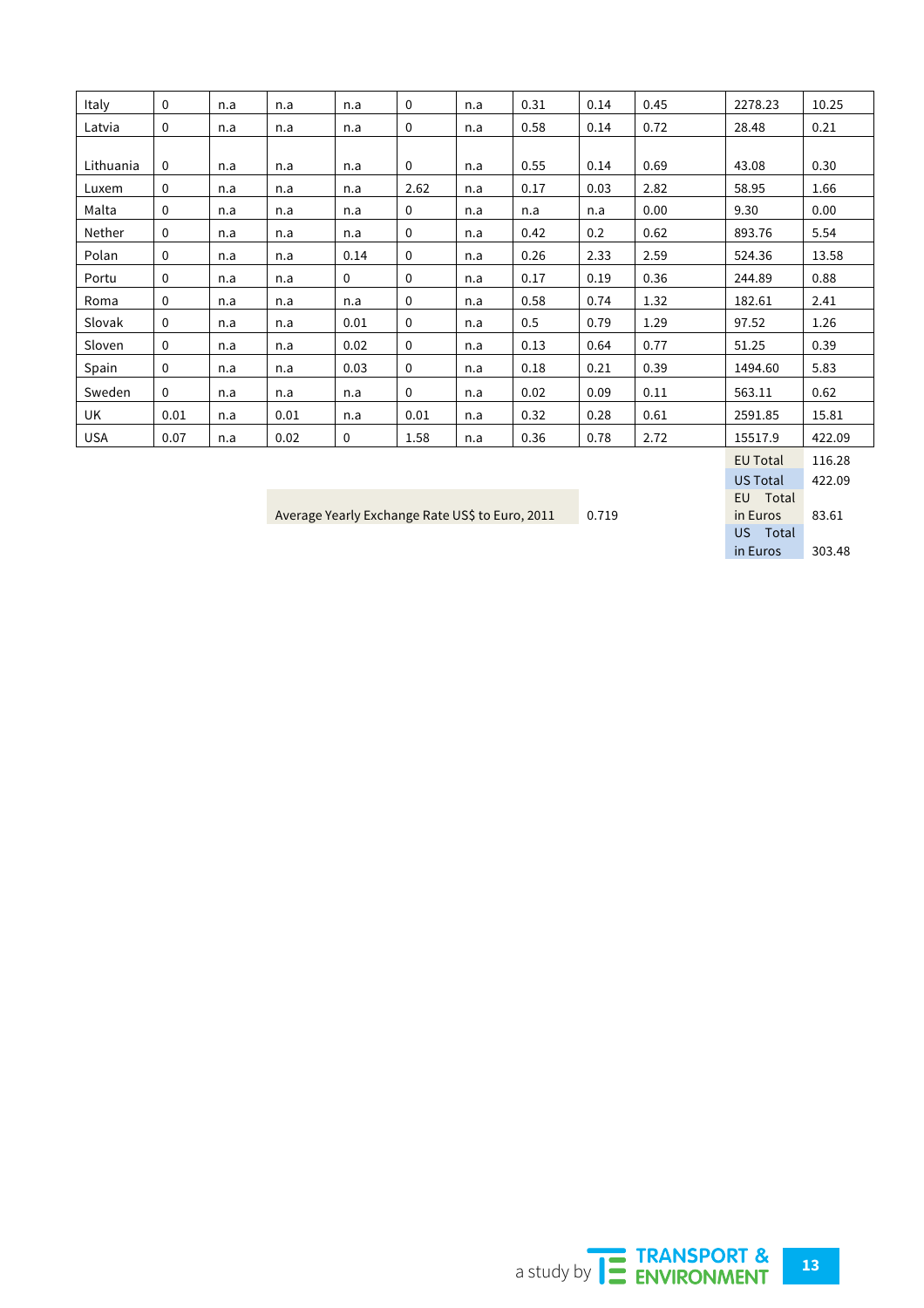| | | | | | | | | | | | |
|---|---|---|---|---|---|---|---|---|---|---|---|
| Italy | 0 | n.a | n.a | n.a | 0 | n.a | 0.31 | 0.14 | 0.45 | 2278.23 | 10.25 |
| Latvia | 0 | n.a | n.a | n.a | 0 | n.a | 0.58 | 0.14 | 0.72 | 28.48 | 0.21 |
| Lithuania | 0 | n.a | n.a | n.a | 0 | n.a | 0.55 | 0.14 | 0.69 | 43.08 | 0.30 |
| Luxem | 0 | n.a | n.a | n.a | 2.62 | n.a | 0.17 | 0.03 | 2.82 | 58.95 | 1.66 |
| Malta | 0 | n.a | n.a | n.a | 0 | n.a | n.a | n.a | 0.00 | 9.30 | 0.00 |
| Nether | 0 | n.a | n.a | n.a | 0 | n.a | 0.42 | 0.2 | 0.62 | 893.76 | 5.54 |
| Polan | 0 | n.a | n.a | 0.14 | 0 | n.a | 0.26 | 2.33 | 2.59 | 524.36 | 13.58 |
| Portu | 0 | n.a | n.a | 0 | 0 | n.a | 0.17 | 0.19 | 0.36 | 244.89 | 0.88 |
| Roma | 0 | n.a | n.a | n.a | 0 | n.a | 0.58 | 0.74 | 1.32 | 182.61 | 2.41 |
| Slovak | 0 | n.a | n.a | 0.01 | 0 | n.a | 0.5 | 0.79 | 1.29 | 97.52 | 1.26 |
| Sloven | 0 | n.a | n.a | 0.02 | 0 | n.a | 0.13 | 0.64 | 0.77 | 51.25 | 0.39 |
| Spain | 0 | n.a | n.a | 0.03 | 0 | n.a | 0.18 | 0.21 | 0.39 | 1494.60 | 5.83 |
| Sweden | 0 | n.a | n.a | n.a | 0 | n.a | 0.02 | 0.09 | 0.11 | 563.11 | 0.62 |
| UK | 0.01 | n.a | 0.01 | n.a | 0.01 | n.a | 0.32 | 0.28 | 0.61 | 2591.85 | 15.81 |
| USA | 0.07 | n.a | 0.02 | 0 | 1.58 | n.a | 0.36 | 0.78 | 2.72 | 15517.9 | 422.09 |

| | |
|---|---|
| EU Total | 116.28 |
| US Total | 422.09 |
| EU Total in Euros | 83.61 |
| US Total in Euros | 303.48 |

| | |
|---|---|
| Average Yearly Exchange Rate US$ to Euro, 2011 | 0.719 |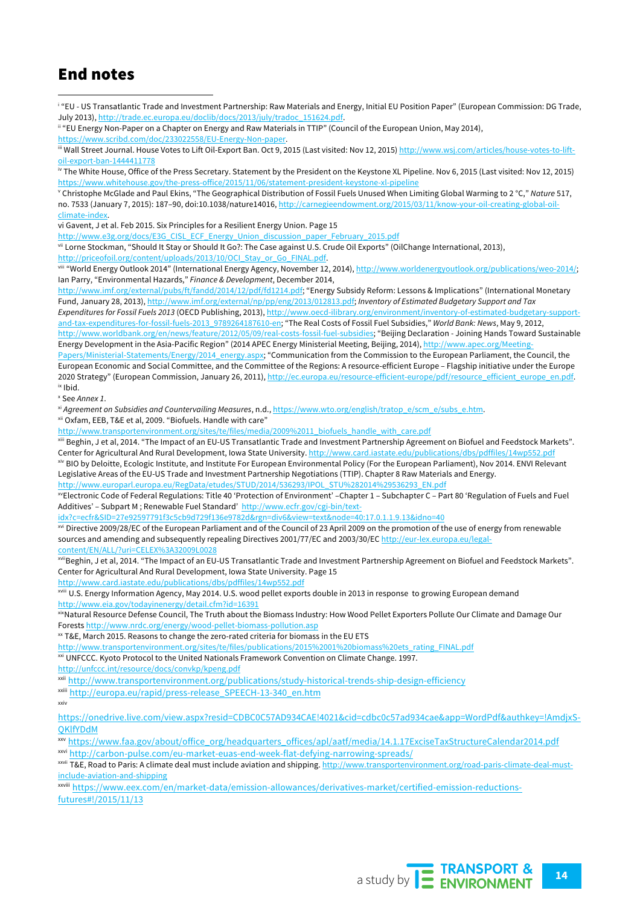# End notes

[i] "EU - US Transatlantic Trade and Investment Partnership: Raw Materials and Energy, Initial EU Position Paper" (European Commission: DG Trade, July 2013), http://trade.ec.europa.eu/doclib/docs/2013/july/tradoc_151624.pdf.

[ii] "EU Energy Non-Paper on a Chapter on Energy and Raw Materials in TTIP" (Council of the European Union, May 2014), https://www.scribd.com/doc/233022558/EU-Energy-Non-paper.

[iii] Wall Street Journal. House Votes to Lift Oil-Export Ban. Oct 9, 2015 (Last visited: Nov 12, 2015) http://www.wsj.com/articles/house-votes-to-lift-oil-export-ban-1444411778

[iv] The White House, Office of the Press Secretary. Statement by the President on the Keystone XL Pipeline. Nov 6, 2015 (Last visited: Nov 12, 2015) https://www.whitehouse.gov/the-press-office/2015/11/06/statement-president-keystone-xl-pipeline

[v] Christophe McGlade and Paul Ekins, "The Geographical Distribution of Fossil Fuels Unused When Limiting Global Warming to 2 °C," *Nature* 517, no. 7533 (January 7, 2015): 187–90, doi:10.1038/nature14016, http://carnegieendowment.org/2015/03/11/know-your-oil-creating-global-oil-climate-index.

vi Gavent, J et al. Feb 2015. Six Principles for a Resilient Energy Union. Page 15 http://www.e3g.org/docs/E3G_CISL_ECF_Energy_Union_discussion_paper_February_2015.pdf

[vii] Lorne Stockman, "Should It Stay or Should It Go?: The Case against U.S. Crude Oil Exports" (OilChange International, 2013), http://priceofoil.org/content/uploads/2013/10/OCI_Stay_or_Go_FINAL.pdf.

[viii] "World Energy Outlook 2014" (International Energy Agency, November 12, 2014), http://www.worldenergyoutlook.org/publications/weo-2014/; Ian Parry, "Environmental Hazards," *Finance & Development*, December 2014, http://www.imf.org/external/pubs/ft/fandd/2014/12/pdf/fd1214.pdf; "Energy Subsidy Reform: Lessons & Implications" (International Monetary Fund, January 28, 2013), http://www.imf.org/external/np/pp/eng/2013/012813.pdf; *Inventory of Estimated Budgetary Support and Tax Expenditures for Fossil Fuels 2013* (OECD Publishing, 2013), http://www.oecd-ilibrary.org/environment/inventory-of-estimated-budgetary-support-and-tax-expenditures-for-fossil-fuels-2013_9789264187610-en; "The Real Costs of Fossil Fuel Subsidies," *World Bank: News*, May 9, 2012, http://www.worldbank.org/en/news/feature/2012/05/09/real-costs-fossil-fuel-subsidies; "Beijing Declaration - Joining Hands Toward Sustainable Energy Development in the Asia-Pacific Region" (2014 APEC Energy Ministerial Meeting, Beijing, 2014), http://www.apec.org/Meeting-Papers/Ministerial-Statements/Energy/2014_energy.aspx; "Communication from the Commission to the European Parliament, the Council, the European Economic and Social Committee, and the Committee of the Regions: A resource-efficient Europe – Flagship initiative under the Europe 2020 Strategy" (European Commission, January 26, 2011), http://ec.europa.eu/resource-efficient-europe/pdf/resource_efficient_europe_en.pdf.

[ix] Ibid.

[x] See *Annex 1*.

[xi] *Agreement on Subsidies and Countervailing Measures*, n.d., https://www.wto.org/english/tratop_e/scm_e/subs_e.htm.

[xii] Oxfam, EEB, T&E et al, 2009. "Biofuels. Handle with care" http://www.transportenvironment.org/sites/te/files/media/2009%2011_biofuels_handle_with_care.pdf

[xiii] Beghin, J et al, 2014. "The Impact of an EU-US Transatlantic Trade and Investment Partnership Agreement on Biofuel and Feedstock Markets". Center for Agricultural And Rural Development, Iowa State University. http://www.card.iastate.edu/publications/dbs/pdffiles/14wp552.pdf

[xiv] BIO by Deloitte, Ecologic Institute, and Institute For European Environmental Policy (for the European Parliament), Nov 2014. ENVI Relevant Legislative Areas of the EU-US Trade and Investment Partnership Negotiations (TTIP). Chapter 8 Raw Materials and Energy. http://www.europarl.europa.eu/RegData/etudes/STUD/2014/536293/IPOL_STU%282014%29536293_EN.pdf

[xv] Electronic Code of Federal Regulations: Title 40 'Protection of Environment' –Chapter 1 – Subchapter C – Part 80 'Regulation of Fuels and Fuel Additives' – Subpart M ; Renewable Fuel Standard' http://www.ecfr.gov/cgi-bin/text-idx?c=ecfr&SID=27e92597791f3c5cb9d729f136e9782d&rgn=div6&view=text&node=40:17.0.1.1.9.13&idno=40

[xvi] Directive 2009/28/EC of the European Parliament and of the Council of 23 April 2009 on the promotion of the use of energy from renewable sources and amending and subsequently repealing Directives 2001/77/EC and 2003/30/EC http://eur-lex.europa.eu/legal-content/EN/ALL/?uri=CELEX%3A32009L0028

[xvii] Beghin, J et al, 2014. "The Impact of an EU-US Transatlantic Trade and Investment Partnership Agreement on Biofuel and Feedstock Markets". Center for Agricultural And Rural Development, Iowa State University. Page 15 http://www.card.iastate.edu/publications/dbs/pdffiles/14wp552.pdf

[xviii] U.S. Energy Information Agency, May 2014. U.S. wood pellet exports double in 2013 in response to growing European demand http://www.eia.gov/todayinenergy/detail.cfm?id=16391

[xix] Natural Resource Defense Council, The Truth about the Biomass Industry: How Wood Pellet Exporters Pollute Our Climate and Damage Our Forests http://www.nrdc.org/energy/wood-pellet-biomass-pollution.asp

[xx] T&E, March 2015. Reasons to change the zero-rated criteria for biomass in the EU ETS http://www.transportenvironment.org/sites/te/files/publications/2015%2001%20biomass%20ets_rating_FINAL.pdf

[xxi] UNFCCC. Kyoto Protocol to the United Nationals Framework Convention on Climate Change. 1997. http://unfccc.int/resource/docs/convkp/kpeng.pdf

[xxii] http://www.transportenvironment.org/publications/study-historical-trends-ship-design-efficiency

[xxiii] http://europa.eu/rapid/press-release_SPEECH-13-340_en.htm

[xxiv] https://onedrive.live.com/view.aspx?resid=CDBC0C57AD934CAE!4021&cid=cdbc0c57ad934cae&app=WordPdf&authkey=!AmdjxS-QKlfYDdM

[xxv] https://www.faa.gov/about/office_org/headquarters_offices/apl/aatf/media/14.1.17ExciseTaxStructureCalendar2014.pdf

[xxvi] http://carbon-pulse.com/eu-market-euas-end-week-flat-defying-narrowing-spreads/

[xxvii] T&E, Road to Paris: A climate deal must include aviation and shipping. http://www.transportenvironment.org/road-paris-climate-deal-must-include-aviation-and-shipping

[xxviii] https://www.eex.com/en/market-data/emission-allowances/derivatives-market/certified-emission-reductions-futures#!/2015/11/13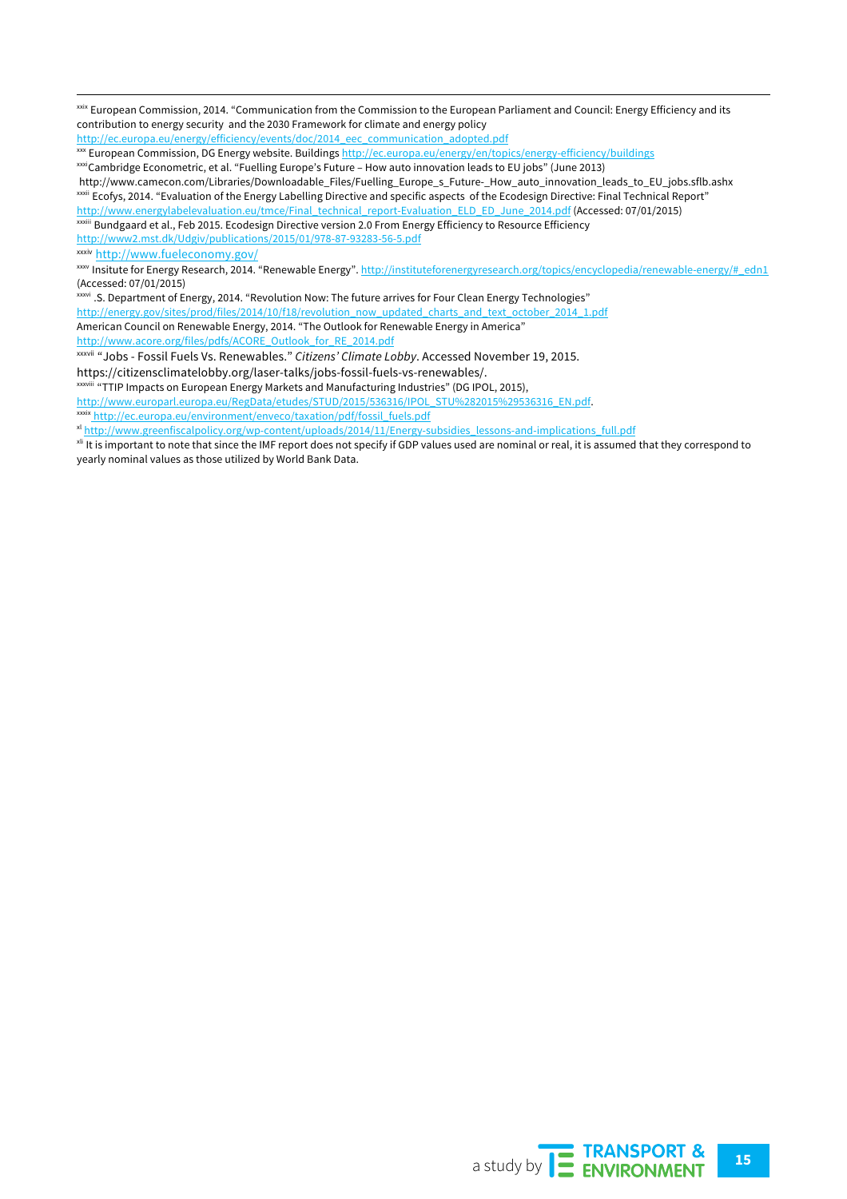[xxix] European Commission, 2014. "Communication from the Commission to the European Parliament and Council: Energy Efficiency and its contribution to energy security and the 2030 Framework for climate and energy policy
http://ec.europa.eu/energy/efficiency/events/doc/2014_eec_communication_adopted.pdf

[xxx] European Commission, DG Energy website. Buildings http://ec.europa.eu/energy/en/topics/energy-efficiency/buildings

[xxxi] Cambridge Econometric, et al. "Fuelling Europe's Future – How auto innovation leads to EU jobs" (June 2013)
http://www.camecon.com/Libraries/Downloadable_Files/Fuelling_Europe_s_Future-_How_auto_innovation_leads_to_EU_jobs.sflb.ashx

[xxxii] Ecofys, 2014. "Evaluation of the Energy Labelling Directive and specific aspects of the Ecodesign Directive: Final Technical Report"
http://www.energylabelevaluation.eu/tmce/Final_technical_report-Evaluation_ELD_ED_June_2014.pdf (Accessed: 07/01/2015)

[xxxiii] Bundgaard et al., Feb 2015. Ecodesign Directive version 2.0 From Energy Efficiency to Resource Efficiency
http://www2.mst.dk/Udgiv/publications/2015/01/978-87-93283-56-5.pdf

[xxxiv] http://www.fueleconomy.gov/

[xxxv] Insitute for Energy Research, 2014. "Renewable Energy". http://instituteforenergyresearch.org/topics/encyclopedia/renewable-energy/#_edn1 (Accessed: 07/01/2015)

[xxxvi] .S. Department of Energy, 2014. "Revolution Now: The future arrives for Four Clean Energy Technologies"
http://energy.gov/sites/prod/files/2014/10/f18/revolution_now_updated_charts_and_text_october_2014_1.pdf
American Council on Renewable Energy, 2014. "The Outlook for Renewable Energy in America"
http://www.acore.org/files/pdfs/ACORE_Outlook_for_RE_2014.pdf

[xxxvii] "Jobs - Fossil Fuels Vs. Renewables." *Citizens' Climate Lobby*. Accessed November 19, 2015.
https://citizensclimatelobby.org/laser-talks/jobs-fossil-fuels-vs-renewables/.

[xxxviii] "TTIP Impacts on European Energy Markets and Manufacturing Industries" (DG IPOL, 2015),
http://www.europarl.europa.eu/RegData/etudes/STUD/2015/536316/IPOL_STU%282015%29536316_EN.pdf.

[xxxix] http://ec.europa.eu/environment/enveco/taxation/pdf/fossil_fuels.pdf

[xl] http://www.greenfiscalpolicy.org/wp-content/uploads/2014/11/Energy-subsidies_lessons-and-implications_full.pdf

[xli] It is important to note that since the IMF report does not specify if GDP values used are nominal or real, it is assumed that they correspond to yearly nominal values as those utilized by World Bank Data.

a study by TRANSPORT & ENVIRONMENT